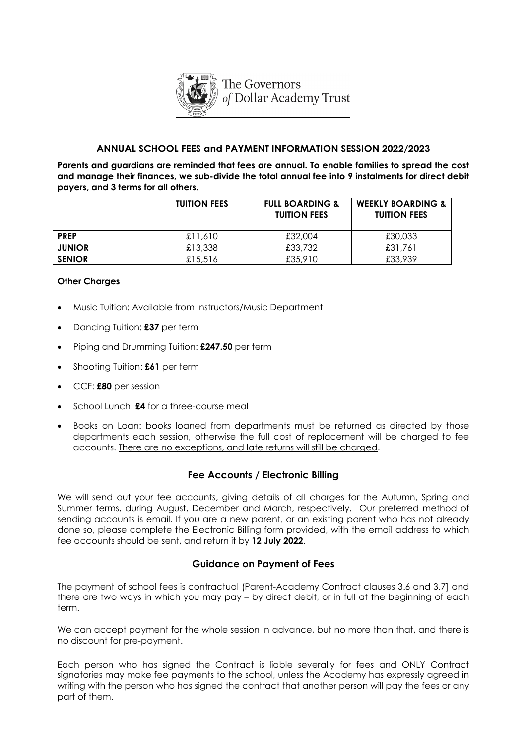The Governors *of* Dollar Academy Trust

## ANNUAL SCHOOL FEES and PAYMENT INFORMATION SESSION 2022/2023

**Parents and guardians are reminded that fees are annual. To enable families to spread the cost and manage their finances, we sub-divide the total annual fee into 9 instalments for direct debit payers, and 3 terms for all others.**

| | TUITION FEES | FULL BOARDING & TUITION FEES | WEEKLY BOARDING & TUITION FEES |
|---|---|---|---|
| **PREP** | £11,610 | £32,004 | £30,033 |
| **JUNIOR** | £13,338 | £33,732 | £31,761 |
| **SENIOR** | £15,516 | £35,910 | £33,939 |

### Other Charges

- Music Tuition: Available from Instructors/Music Department
- Dancing Tuition: **£37** per term
- Piping and Drumming Tuition: **£247.50** per term
- Shooting Tuition: **£61** per term
- CCF: **£80** per session
- School Lunch: **£4** for a three-course meal
- Books on Loan: books loaned from departments must be returned as directed by those departments each session, otherwise the full cost of replacement will be charged to fee accounts. There are no exceptions, and late returns will still be charged.

## Fee Accounts / Electronic Billing

We will send out your fee accounts, giving details of all charges for the Autumn, Spring and Summer terms, during August, December and March, respectively. Our preferred method of sending accounts is email. If you are a new parent, or an existing parent who has not already done so, please complete the Electronic Billing form provided, with the email address to which fee accounts should be sent, and return it by **12 July 2022**.

## Guidance on Payment of Fees

The payment of school fees is contractual [Parent-Academy Contract clauses 3.6 and 3.7] and there are two ways in which you may pay – by direct debit, or in full at the beginning of each term.

We can accept payment for the whole session in advance, but no more than that, and there is no discount for pre-payment.

Each person who has signed the Contract is liable severally for fees and ONLY Contract signatories may make fee payments to the school, unless the Academy has expressly agreed in writing with the person who has signed the contract that another person will pay the fees or any part of them.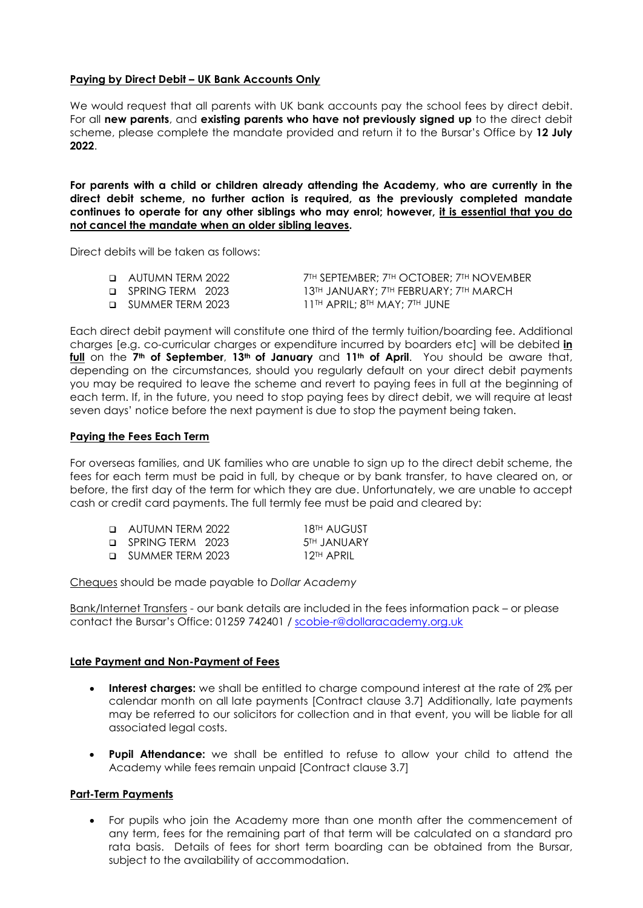**<u>Paying by Direct Debit – UK Bank Accounts Only</u>**

We would request that all parents with UK bank accounts pay the school fees by direct debit. For all **new parents**, and **existing parents who have not previously signed up** to the direct debit scheme, please complete the mandate provided and return it to the Bursar's Office by **12 July 2022**.

**For parents with a child or children already attending the Academy, who are currently in the direct debit scheme, no further action is required, as the previously completed mandate continues to operate for any other siblings who may enrol; however, <u>it is essential that you do not cancel the mandate when an older sibling leaves</u>.**

Direct debits will be taken as follows:

| | |
|---|---|
| ❑ AUTUMN TERM 2022 | 7TH SEPTEMBER; 7TH OCTOBER; 7TH NOVEMBER |
| ❑ SPRING TERM 2023 | 13TH JANUARY; 7TH FEBRUARY; 7TH MARCH |
| ❑ SUMMER TERM 2023 | 11TH APRIL; 8TH MAY; 7TH JUNE |

Each direct debit payment will constitute one third of the termly tuition/boarding fee. Additional charges [e.g. co-curricular charges or expenditure incurred by boarders etc] will be debited **<u>in full</u>** on the **7th of September**, **13th of January** and **11th of April**. You should be aware that, depending on the circumstances, should you regularly default on your direct debit payments you may be required to leave the scheme and revert to paying fees in full at the beginning of each term. If, in the future, you need to stop paying fees by direct debit, we will require at least seven days' notice before the next payment is due to stop the payment being taken.

**<u>Paying the Fees Each Term</u>**

For overseas families, and UK families who are unable to sign up to the direct debit scheme, the fees for each term must be paid in full, by cheque or by bank transfer, to have cleared on, or before, the first day of the term for which they are due. Unfortunately, we are unable to accept cash or credit card payments. The full termly fee must be paid and cleared by:

| | |
|---|---|
| ❑ AUTUMN TERM 2022 | 18TH AUGUST |
| ❑ SPRING TERM 2023 | 5TH JANUARY |
| ❑ SUMMER TERM 2023 | 12TH APRIL |

<u>Cheques</u> should be made payable to *Dollar Academy*

<u>Bank/Internet Transfers</u> - our bank details are included in the fees information pack – or please contact the Bursar's Office: 01259 742401 / scobie-r@dollaracademy.org.uk

**<u>Late Payment and Non-Payment of Fees</u>**

- **Interest charges:** we shall be entitled to charge compound interest at the rate of 2% per calendar month on all late payments [Contract clause 3.7] Additionally, late payments may be referred to our solicitors for collection and in that event, you will be liable for all associated legal costs.
- **Pupil Attendance:** we shall be entitled to refuse to allow your child to attend the Academy while fees remain unpaid [Contract clause 3.7]

**<u>Part-Term Payments</u>**

- For pupils who join the Academy more than one month after the commencement of any term, fees for the remaining part of that term will be calculated on a standard pro rata basis. Details of fees for short term boarding can be obtained from the Bursar, subject to the availability of accommodation.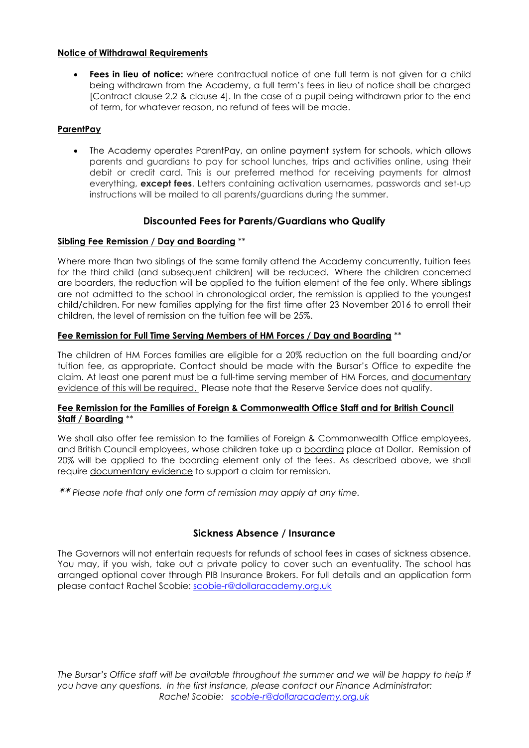**Notice of Withdrawal Requirements**

- **Fees in lieu of notice:** where contractual notice of one full term is not given for a child being withdrawn from the Academy, a full term's fees in lieu of notice shall be charged [Contract clause 2.2 & clause 4]. In the case of a pupil being withdrawn prior to the end of term, for whatever reason, no refund of fees will be made.

**ParentPay**

- The Academy operates ParentPay, an online payment system for schools, which allows parents and guardians to pay for school lunches, trips and activities online, using their debit or credit card. This is our preferred method for receiving payments for almost everything, **except fees**. Letters containing activation usernames, passwords and set-up instructions will be mailed to all parents/guardians during the summer.

## Discounted Fees for Parents/Guardians who Qualify

**Sibling Fee Remission / Day and Boarding** **

Where more than two siblings of the same family attend the Academy concurrently, tuition fees for the third child (and subsequent children) will be reduced. Where the children concerned are boarders, the reduction will be applied to the tuition element of the fee only. Where siblings are not admitted to the school in chronological order, the remission is applied to the youngest child/children. For new families applying for the first time after 23 November 2016 to enroll their children, the level of remission on the tuition fee will be 25%.

**Fee Remission for Full Time Serving Members of HM Forces / Day and Boarding** **

The children of HM Forces families are eligible for a 20% reduction on the full boarding and/or tuition fee, as appropriate. Contact should be made with the Bursar's Office to expedite the claim. At least one parent must be a full-time serving member of HM Forces, and documentary evidence of this will be required. Please note that the Reserve Service does not qualify.

**Fee Remission for the Families of Foreign & Commonwealth Office Staff and for British Council Staff / Boarding** **

We shall also offer fee remission to the families of Foreign & Commonwealth Office employees, and British Council employees, whose children take up a boarding place at Dollar. Remission of 20% will be applied to the boarding element only of the fees. As described above, we shall require documentary evidence to support a claim for remission.

*** Please note that only one form of remission may apply at any time.*

## Sickness Absence / Insurance

The Governors will not entertain requests for refunds of school fees in cases of sickness absence. You may, if you wish, take out a private policy to cover such an eventuality. The school has arranged optional cover through PIB Insurance Brokers. For full details and an application form please contact Rachel Scobie: scobie-r@dollaracademy.org.uk

*The Bursar's Office staff will be available throughout the summer and we will be happy to help if you have any questions. In the first instance, please contact our Finance Administrator: Rachel Scobie: scobie-r@dollaracademy.org.uk*